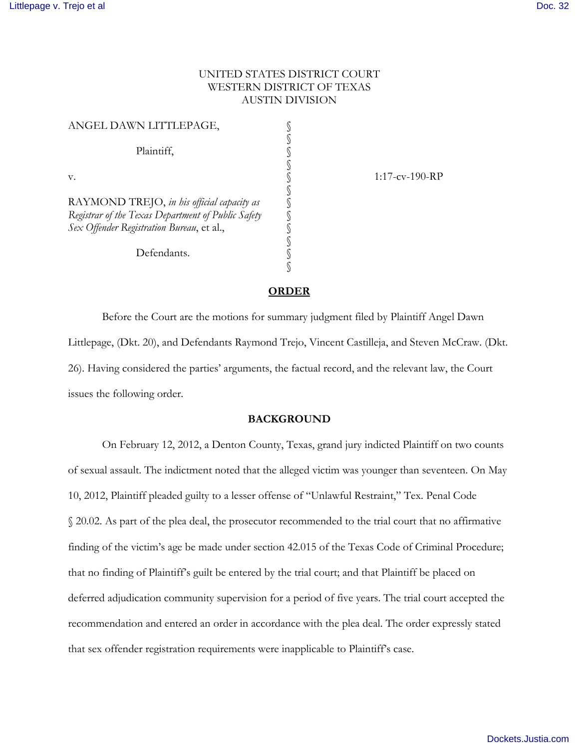UNITED STATES DISTRICT COURT
WESTERN DISTRICT OF TEXAS
AUSTIN DIVISION

| | | |
|---|---|---|
| ANGEL DAWN LITTLEPAGE, | § | |
| | § | |
| Plaintiff, | § | |
| | § | |
| v. | § | 1:17-cv-190-RP |
| | § | |
| RAYMOND TREJO, *in his official capacity as Registrar of the Texas Department of Public Safety Sex Offender Registration Bureau*, et al., | § | |
| | § | |
| Defendants. | § | |

## ORDER

Before the Court are the motions for summary judgment filed by Plaintiff Angel Dawn Littlepage, (Dkt. 20), and Defendants Raymond Trejo, Vincent Castilleja, and Steven McCraw. (Dkt. 26). Having considered the parties' arguments, the factual record, and the relevant law, the Court issues the following order.

## BACKGROUND

On February 12, 2012, a Denton County, Texas, grand jury indicted Plaintiff on two counts of sexual assault. The indictment noted that the alleged victim was younger than seventeen. On May 10, 2012, Plaintiff pleaded guilty to a lesser offense of "Unlawful Restraint," Tex. Penal Code § 20.02. As part of the plea deal, the prosecutor recommended to the trial court that no affirmative finding of the victim's age be made under section 42.015 of the Texas Code of Criminal Procedure; that no finding of Plaintiff's guilt be entered by the trial court; and that Plaintiff be placed on deferred adjudication community supervision for a period of five years. The trial court accepted the recommendation and entered an order in accordance with the plea deal. The order expressly stated that sex offender registration requirements were inapplicable to Plaintiff's case.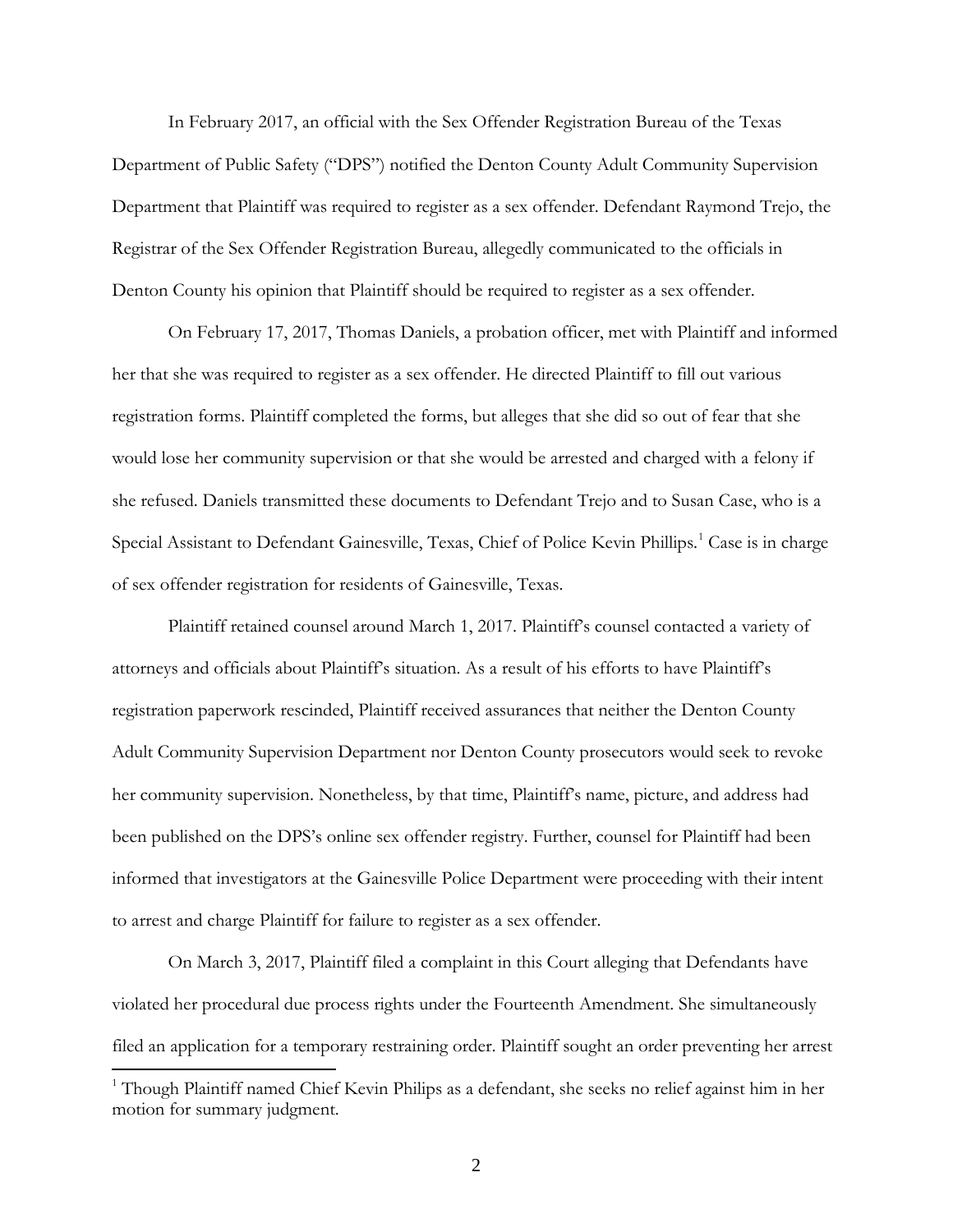In February 2017, an official with the Sex Offender Registration Bureau of the Texas Department of Public Safety ("DPS") notified the Denton County Adult Community Supervision Department that Plaintiff was required to register as a sex offender. Defendant Raymond Trejo, the Registrar of the Sex Offender Registration Bureau, allegedly communicated to the officials in Denton County his opinion that Plaintiff should be required to register as a sex offender.

On February 17, 2017, Thomas Daniels, a probation officer, met with Plaintiff and informed her that she was required to register as a sex offender. He directed Plaintiff to fill out various registration forms. Plaintiff completed the forms, but alleges that she did so out of fear that she would lose her community supervision or that she would be arrested and charged with a felony if she refused. Daniels transmitted these documents to Defendant Trejo and to Susan Case, who is a Special Assistant to Defendant Gainesville, Texas, Chief of Police Kevin Phillips.[1] Case is in charge of sex offender registration for residents of Gainesville, Texas.

Plaintiff retained counsel around March 1, 2017. Plaintiff's counsel contacted a variety of attorneys and officials about Plaintiff's situation. As a result of his efforts to have Plaintiff's registration paperwork rescinded, Plaintiff received assurances that neither the Denton County Adult Community Supervision Department nor Denton County prosecutors would seek to revoke her community supervision. Nonetheless, by that time, Plaintiff's name, picture, and address had been published on the DPS's online sex offender registry. Further, counsel for Plaintiff had been informed that investigators at the Gainesville Police Department were proceeding with their intent to arrest and charge Plaintiff for failure to register as a sex offender.

On March 3, 2017, Plaintiff filed a complaint in this Court alleging that Defendants have violated her procedural due process rights under the Fourteenth Amendment. She simultaneously filed an application for a temporary restraining order. Plaintiff sought an order preventing her arrest

[1] Though Plaintiff named Chief Kevin Philips as a defendant, she seeks no relief against him in her motion for summary judgment.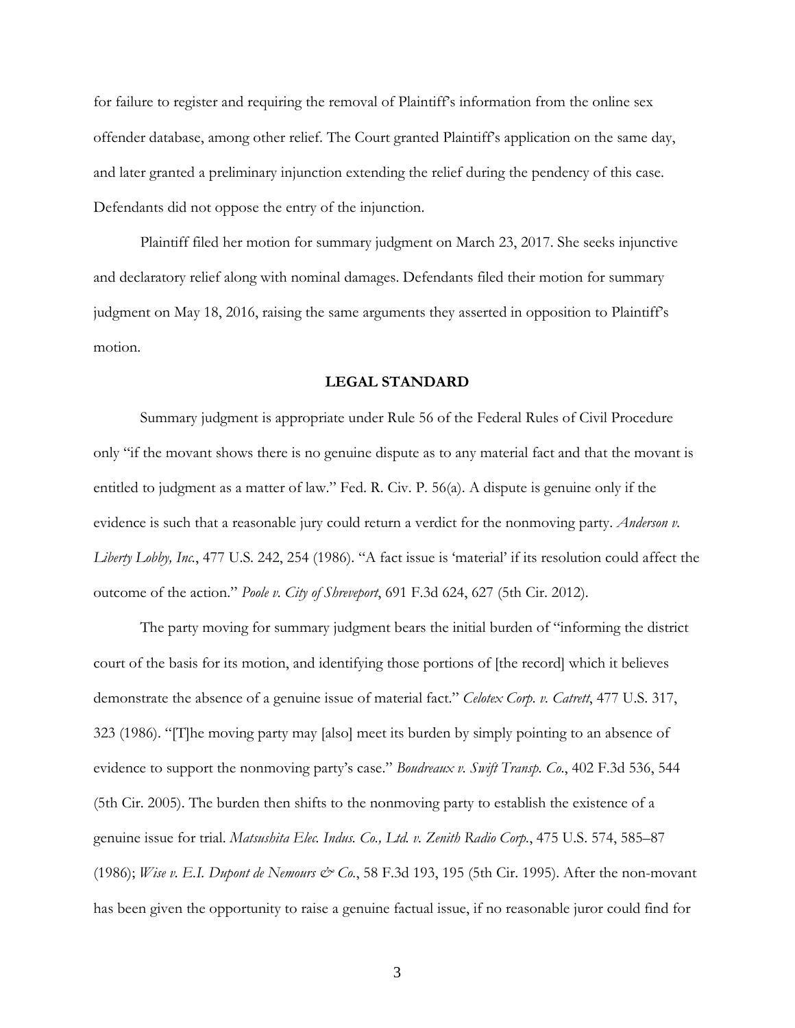for failure to register and requiring the removal of Plaintiff's information from the online sex offender database, among other relief. The Court granted Plaintiff's application on the same day, and later granted a preliminary injunction extending the relief during the pendency of this case. Defendants did not oppose the entry of the injunction.

Plaintiff filed her motion for summary judgment on March 23, 2017. She seeks injunctive and declaratory relief along with nominal damages. Defendants filed their motion for summary judgment on May 18, 2016, raising the same arguments they asserted in opposition to Plaintiff's motion.

**LEGAL STANDARD**

Summary judgment is appropriate under Rule 56 of the Federal Rules of Civil Procedure only "if the movant shows there is no genuine dispute as to any material fact and that the movant is entitled to judgment as a matter of law." Fed. R. Civ. P. 56(a). A dispute is genuine only if the evidence is such that a reasonable jury could return a verdict for the nonmoving party. *Anderson v. Liberty Lobby, Inc.*, 477 U.S. 242, 254 (1986). "A fact issue is 'material' if its resolution could affect the outcome of the action." *Poole v. City of Shreveport*, 691 F.3d 624, 627 (5th Cir. 2012).

The party moving for summary judgment bears the initial burden of "informing the district court of the basis for its motion, and identifying those portions of [the record] which it believes demonstrate the absence of a genuine issue of material fact." *Celotex Corp. v. Catrett*, 477 U.S. 317, 323 (1986). "[T]he moving party may [also] meet its burden by simply pointing to an absence of evidence to support the nonmoving party's case." *Boudreaux v. Swift Transp. Co.*, 402 F.3d 536, 544 (5th Cir. 2005). The burden then shifts to the nonmoving party to establish the existence of a genuine issue for trial. *Matsushita Elec. Indus. Co., Ltd. v. Zenith Radio Corp.*, 475 U.S. 574, 585–87 (1986); *Wise v. E.I. Dupont de Nemours & Co.*, 58 F.3d 193, 195 (5th Cir. 1995). After the non-movant has been given the opportunity to raise a genuine factual issue, if no reasonable juror could find for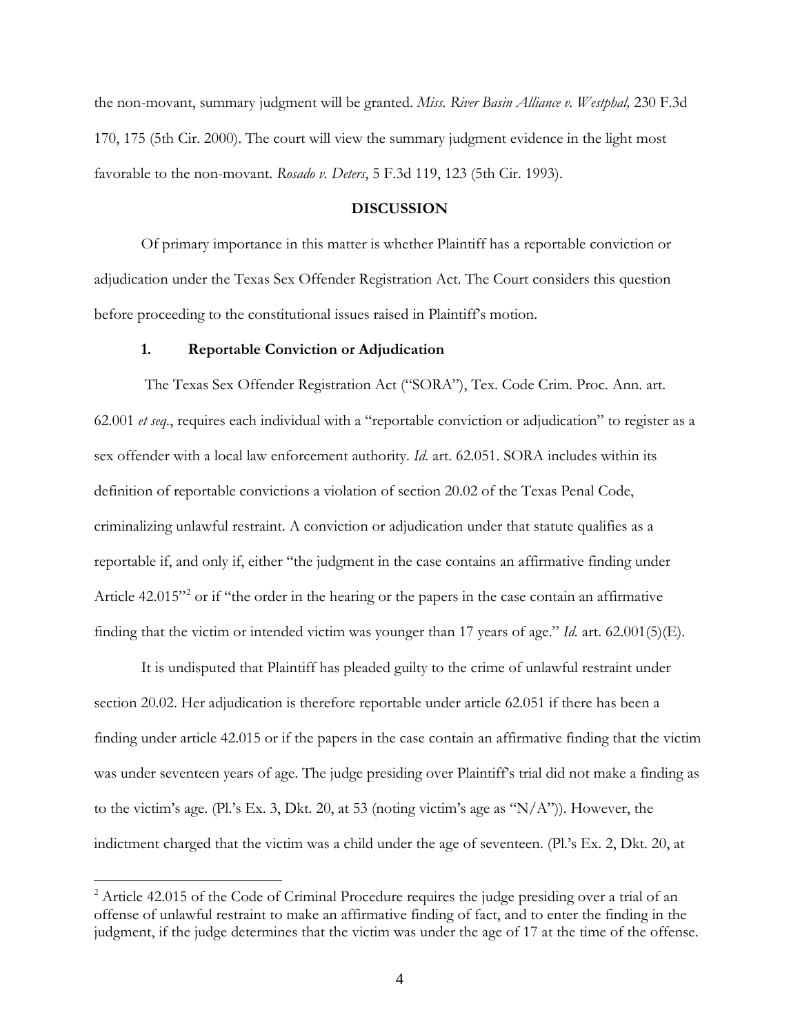the non-movant, summary judgment will be granted. *Miss. River Basin Alliance v. Westphal,* 230 F.3d 170, 175 (5th Cir. 2000). The court will view the summary judgment evidence in the light most favorable to the non-movant. *Rosado v. Deters*, 5 F.3d 119, 123 (5th Cir. 1993).

## DISCUSSION

Of primary importance in this matter is whether Plaintiff has a reportable conviction or adjudication under the Texas Sex Offender Registration Act. The Court considers this question before proceeding to the constitutional issues raised in Plaintiff's motion.

### 1. Reportable Conviction or Adjudication

The Texas Sex Offender Registration Act ("SORA"), Tex. Code Crim. Proc. Ann. art. 62.001 *et seq.*, requires each individual with a "reportable conviction or adjudication" to register as a sex offender with a local law enforcement authority. *Id.* art. 62.051. SORA includes within its definition of reportable convictions a violation of section 20.02 of the Texas Penal Code, criminalizing unlawful restraint. A conviction or adjudication under that statute qualifies as a reportable if, and only if, either "the judgment in the case contains an affirmative finding under Article 42.015"[2] or if "the order in the hearing or the papers in the case contain an affirmative finding that the victim or intended victim was younger than 17 years of age." *Id.* art. 62.001(5)(E).

It is undisputed that Plaintiff has pleaded guilty to the crime of unlawful restraint under section 20.02. Her adjudication is therefore reportable under article 62.051 if there has been a finding under article 42.015 or if the papers in the case contain an affirmative finding that the victim was under seventeen years of age. The judge presiding over Plaintiff's trial did not make a finding as to the victim's age. (Pl.'s Ex. 3, Dkt. 20, at 53 (noting victim's age as "N/A")). However, the indictment charged that the victim was a child under the age of seventeen. (Pl.'s Ex. 2, Dkt. 20, at

[2] Article 42.015 of the Code of Criminal Procedure requires the judge presiding over a trial of an offense of unlawful restraint to make an affirmative finding of fact, and to enter the finding in the judgment, if the judge determines that the victim was under the age of 17 at the time of the offense.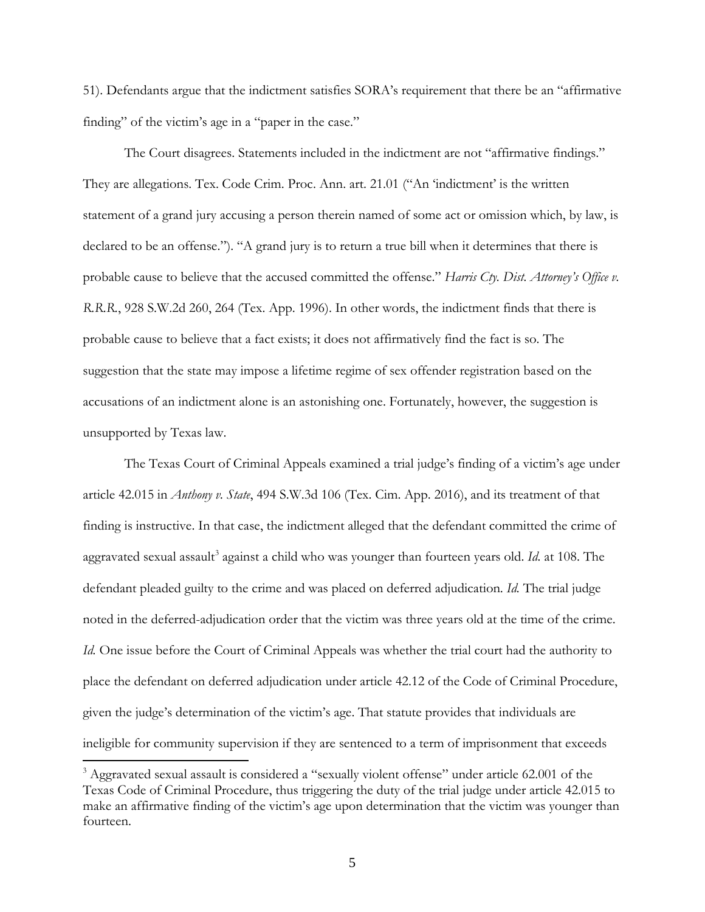51). Defendants argue that the indictment satisfies SORA's requirement that there be an "affirmative finding" of the victim's age in a "paper in the case."

The Court disagrees. Statements included in the indictment are not "affirmative findings." They are allegations. Tex. Code Crim. Proc. Ann. art. 21.01 ("An 'indictment' is the written statement of a grand jury accusing a person therein named of some act or omission which, by law, is declared to be an offense."). "A grand jury is to return a true bill when it determines that there is probable cause to believe that the accused committed the offense." *Harris Cty. Dist. Attorney's Office v. R.R.R.*, 928 S.W.2d 260, 264 (Tex. App. 1996). In other words, the indictment finds that there is probable cause to believe that a fact exists; it does not affirmatively find the fact is so. The suggestion that the state may impose a lifetime regime of sex offender registration based on the accusations of an indictment alone is an astonishing one. Fortunately, however, the suggestion is unsupported by Texas law.

The Texas Court of Criminal Appeals examined a trial judge's finding of a victim's age under article 42.015 in *Anthony v. State*, 494 S.W.3d 106 (Tex. Cim. App. 2016), and its treatment of that finding is instructive. In that case, the indictment alleged that the defendant committed the crime of aggravated sexual assault[3] against a child who was younger than fourteen years old. *Id.* at 108. The defendant pleaded guilty to the crime and was placed on deferred adjudication. *Id.* The trial judge noted in the deferred-adjudication order that the victim was three years old at the time of the crime. *Id.* One issue before the Court of Criminal Appeals was whether the trial court had the authority to place the defendant on deferred adjudication under article 42.12 of the Code of Criminal Procedure, given the judge's determination of the victim's age. That statute provides that individuals are ineligible for community supervision if they are sentenced to a term of imprisonment that exceeds

[3] Aggravated sexual assault is considered a "sexually violent offense" under article 62.001 of the Texas Code of Criminal Procedure, thus triggering the duty of the trial judge under article 42.015 to make an affirmative finding of the victim's age upon determination that the victim was younger than fourteen.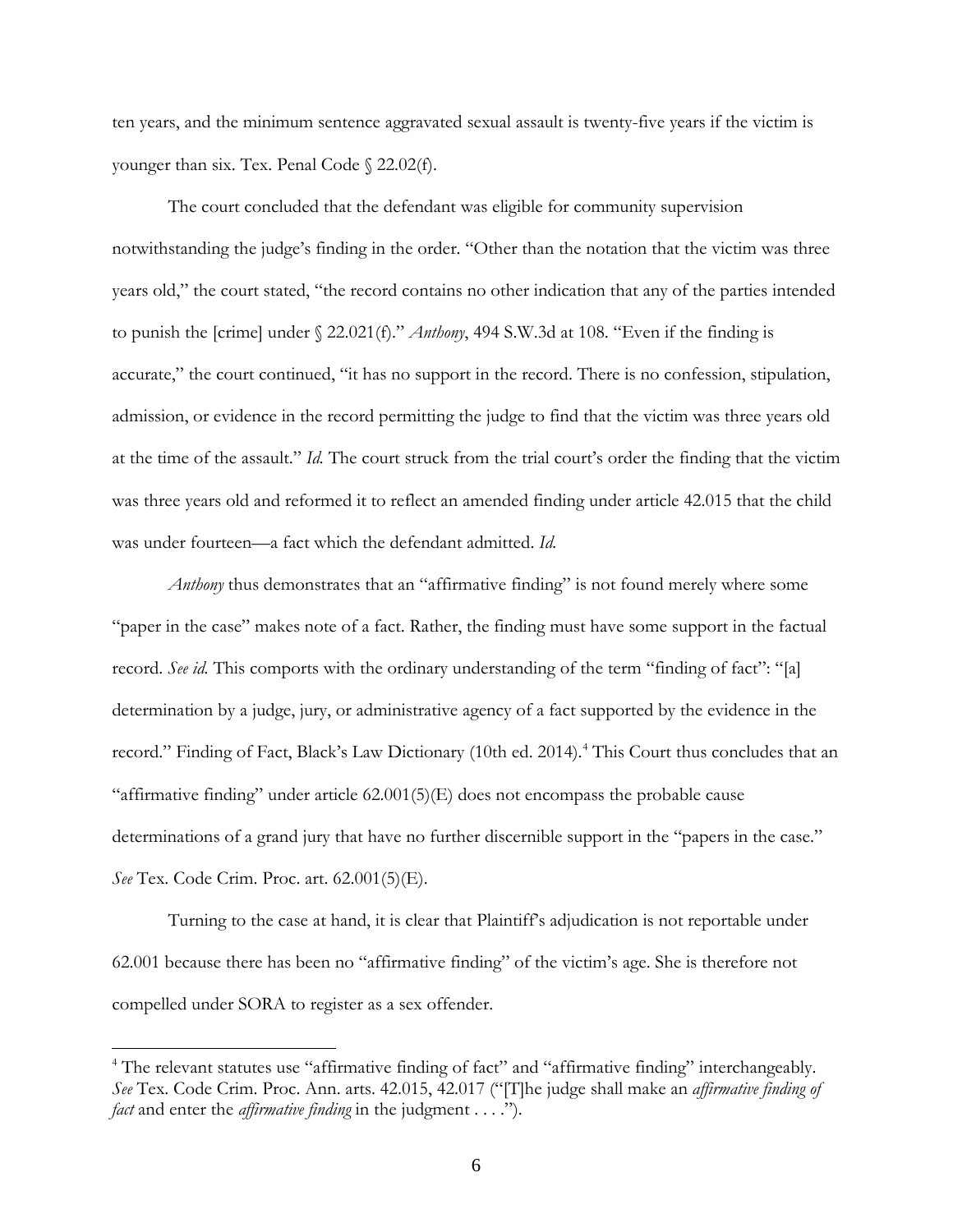ten years, and the minimum sentence aggravated sexual assault is twenty-five years if the victim is younger than six. Tex. Penal Code § 22.02(f).

The court concluded that the defendant was eligible for community supervision notwithstanding the judge's finding in the order. "Other than the notation that the victim was three years old," the court stated, "the record contains no other indication that any of the parties intended to punish the [crime] under § 22.021(f)." *Anthony*, 494 S.W.3d at 108. "Even if the finding is accurate," the court continued, "it has no support in the record. There is no confession, stipulation, admission, or evidence in the record permitting the judge to find that the victim was three years old at the time of the assault." *Id.* The court struck from the trial court's order the finding that the victim was three years old and reformed it to reflect an amended finding under article 42.015 that the child was under fourteen—a fact which the defendant admitted. *Id.*

*Anthony* thus demonstrates that an "affirmative finding" is not found merely where some "paper in the case" makes note of a fact. Rather, the finding must have some support in the factual record. *See id.* This comports with the ordinary understanding of the term "finding of fact": "[a] determination by a judge, jury, or administrative agency of a fact supported by the evidence in the record." Finding of Fact, Black's Law Dictionary (10th ed. 2014).[4] This Court thus concludes that an "affirmative finding" under article 62.001(5)(E) does not encompass the probable cause determinations of a grand jury that have no further discernible support in the "papers in the case." *See* Tex. Code Crim. Proc. art. 62.001(5)(E).

Turning to the case at hand, it is clear that Plaintiff's adjudication is not reportable under 62.001 because there has been no "affirmative finding" of the victim's age. She is therefore not compelled under SORA to register as a sex offender.

---

[4] The relevant statutes use "affirmative finding of fact" and "affirmative finding" interchangeably. *See* Tex. Code Crim. Proc. Ann. arts. 42.015, 42.017 ("[T]he judge shall make an *affirmative finding of fact* and enter the *affirmative finding* in the judgment . . . .").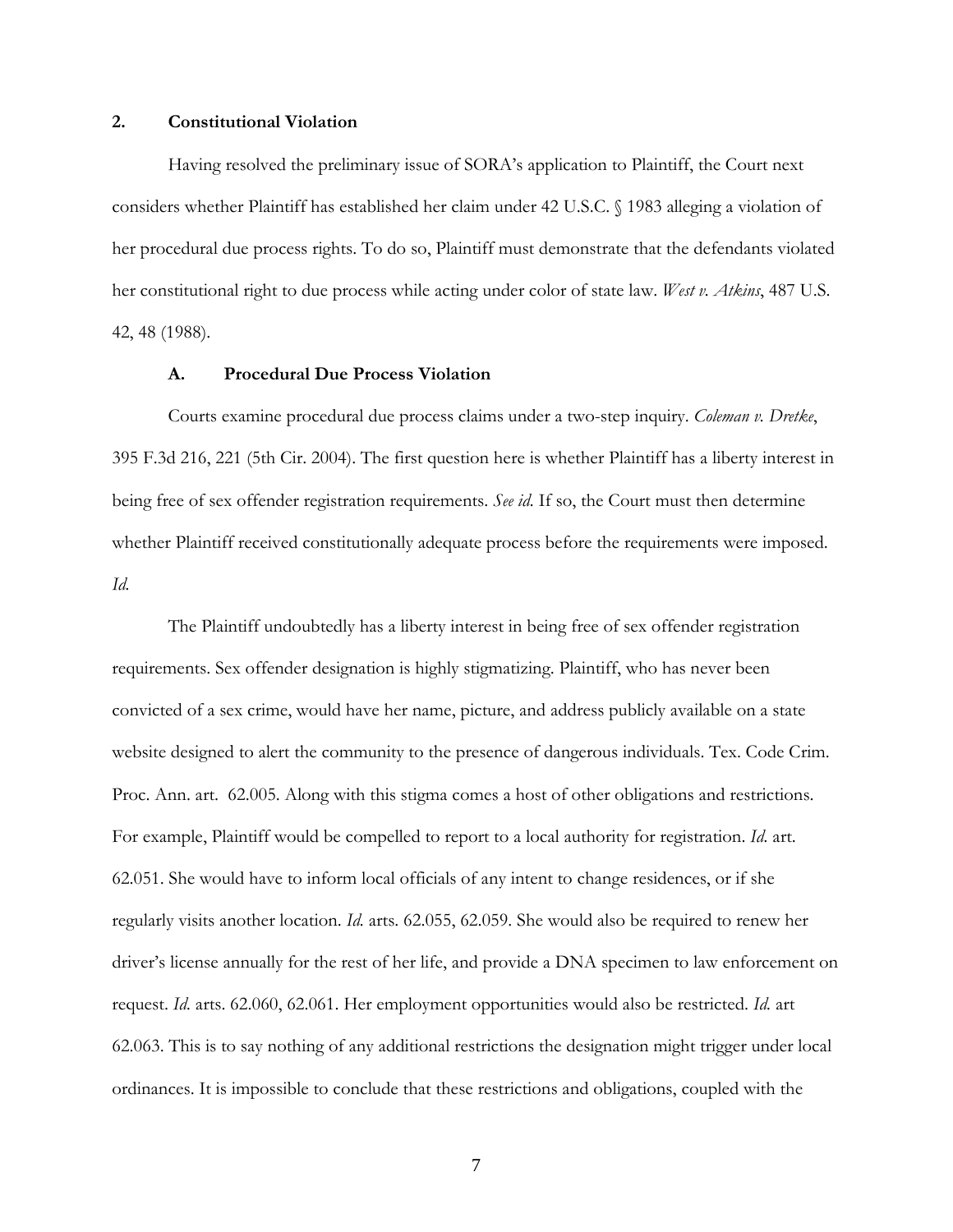### 2. Constitutional Violation

Having resolved the preliminary issue of SORA's application to Plaintiff, the Court next considers whether Plaintiff has established her claim under 42 U.S.C. § 1983 alleging a violation of her procedural due process rights. To do so, Plaintiff must demonstrate that the defendants violated her constitutional right to due process while acting under color of state law. *West v. Atkins*, 487 U.S. 42, 48 (1988).

#### A. Procedural Due Process Violation

Courts examine procedural due process claims under a two-step inquiry. *Coleman v. Dretke*, 395 F.3d 216, 221 (5th Cir. 2004). The first question here is whether Plaintiff has a liberty interest in being free of sex offender registration requirements. *See id.* If so, the Court must then determine whether Plaintiff received constitutionally adequate process before the requirements were imposed. *Id.*

The Plaintiff undoubtedly has a liberty interest in being free of sex offender registration requirements. Sex offender designation is highly stigmatizing. Plaintiff, who has never been convicted of a sex crime, would have her name, picture, and address publicly available on a state website designed to alert the community to the presence of dangerous individuals. Tex. Code Crim. Proc. Ann. art. 62.005. Along with this stigma comes a host of other obligations and restrictions. For example, Plaintiff would be compelled to report to a local authority for registration. *Id.* art. 62.051. She would have to inform local officials of any intent to change residences, or if she regularly visits another location. *Id.* arts. 62.055, 62.059. She would also be required to renew her driver's license annually for the rest of her life, and provide a DNA specimen to law enforcement on request. *Id.* arts. 62.060, 62.061. Her employment opportunities would also be restricted. *Id.* art 62.063. This is to say nothing of any additional restrictions the designation might trigger under local ordinances. It is impossible to conclude that these restrictions and obligations, coupled with the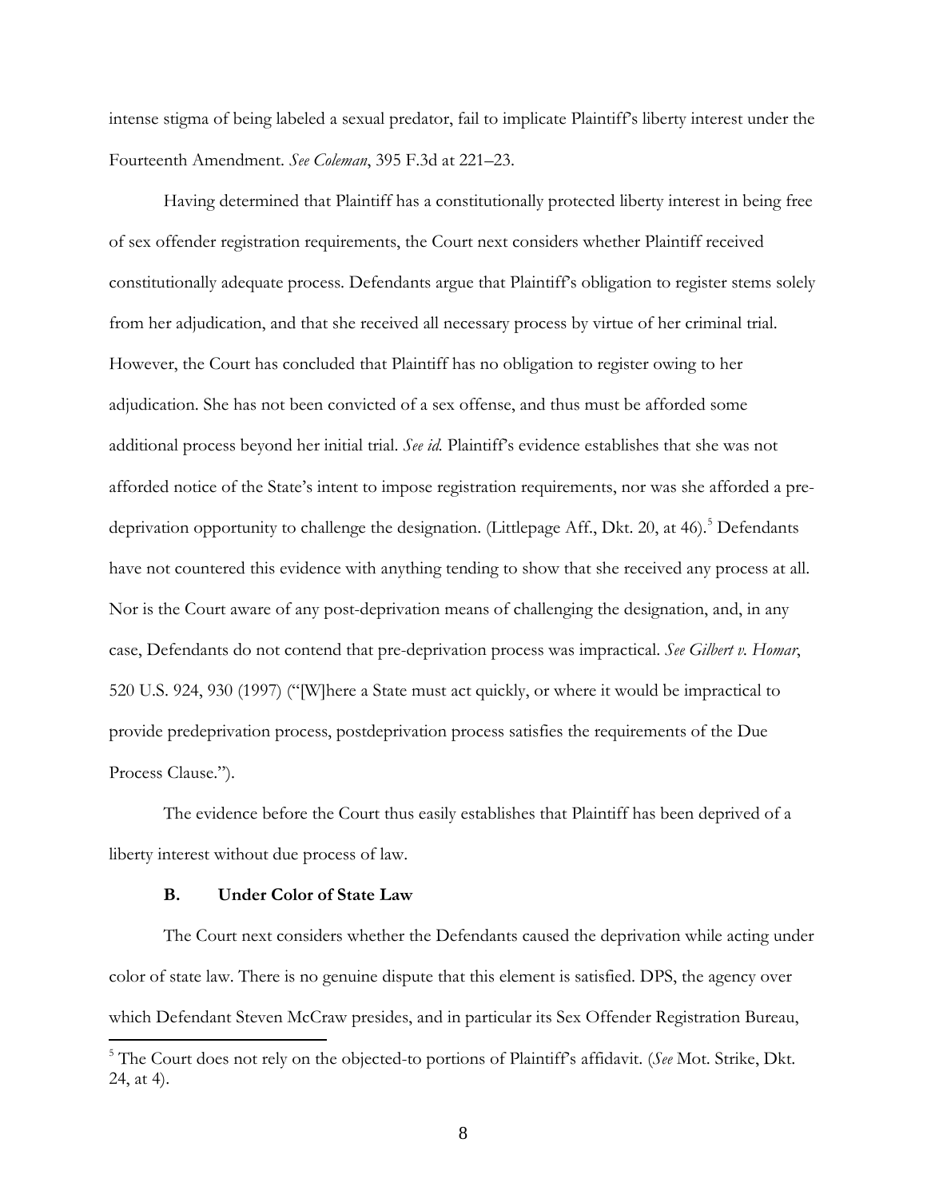intense stigma of being labeled a sexual predator, fail to implicate Plaintiff's liberty interest under the Fourteenth Amendment. *See Coleman*, 395 F.3d at 221–23.

Having determined that Plaintiff has a constitutionally protected liberty interest in being free of sex offender registration requirements, the Court next considers whether Plaintiff received constitutionally adequate process. Defendants argue that Plaintiff's obligation to register stems solely from her adjudication, and that she received all necessary process by virtue of her criminal trial. However, the Court has concluded that Plaintiff has no obligation to register owing to her adjudication. She has not been convicted of a sex offense, and thus must be afforded some additional process beyond her initial trial. *See id.* Plaintiff's evidence establishes that she was not afforded notice of the State's intent to impose registration requirements, nor was she afforded a pre-deprivation opportunity to challenge the designation. (Littlepage Aff., Dkt. 20, at 46).[5] Defendants have not countered this evidence with anything tending to show that she received any process at all. Nor is the Court aware of any post-deprivation means of challenging the designation, and, in any case, Defendants do not contend that pre-deprivation process was impractical. *See Gilbert v. Homar*, 520 U.S. 924, 930 (1997) ("[W]here a State must act quickly, or where it would be impractical to provide predeprivation process, postdeprivation process satisfies the requirements of the Due Process Clause.").

The evidence before the Court thus easily establishes that Plaintiff has been deprived of a liberty interest without due process of law.

### B. Under Color of State Law

The Court next considers whether the Defendants caused the deprivation while acting under color of state law. There is no genuine dispute that this element is satisfied. DPS, the agency over which Defendant Steven McCraw presides, and in particular its Sex Offender Registration Bureau,

[5] The Court does not rely on the objected-to portions of Plaintiff's affidavit. (*See* Mot. Strike, Dkt. 24, at 4).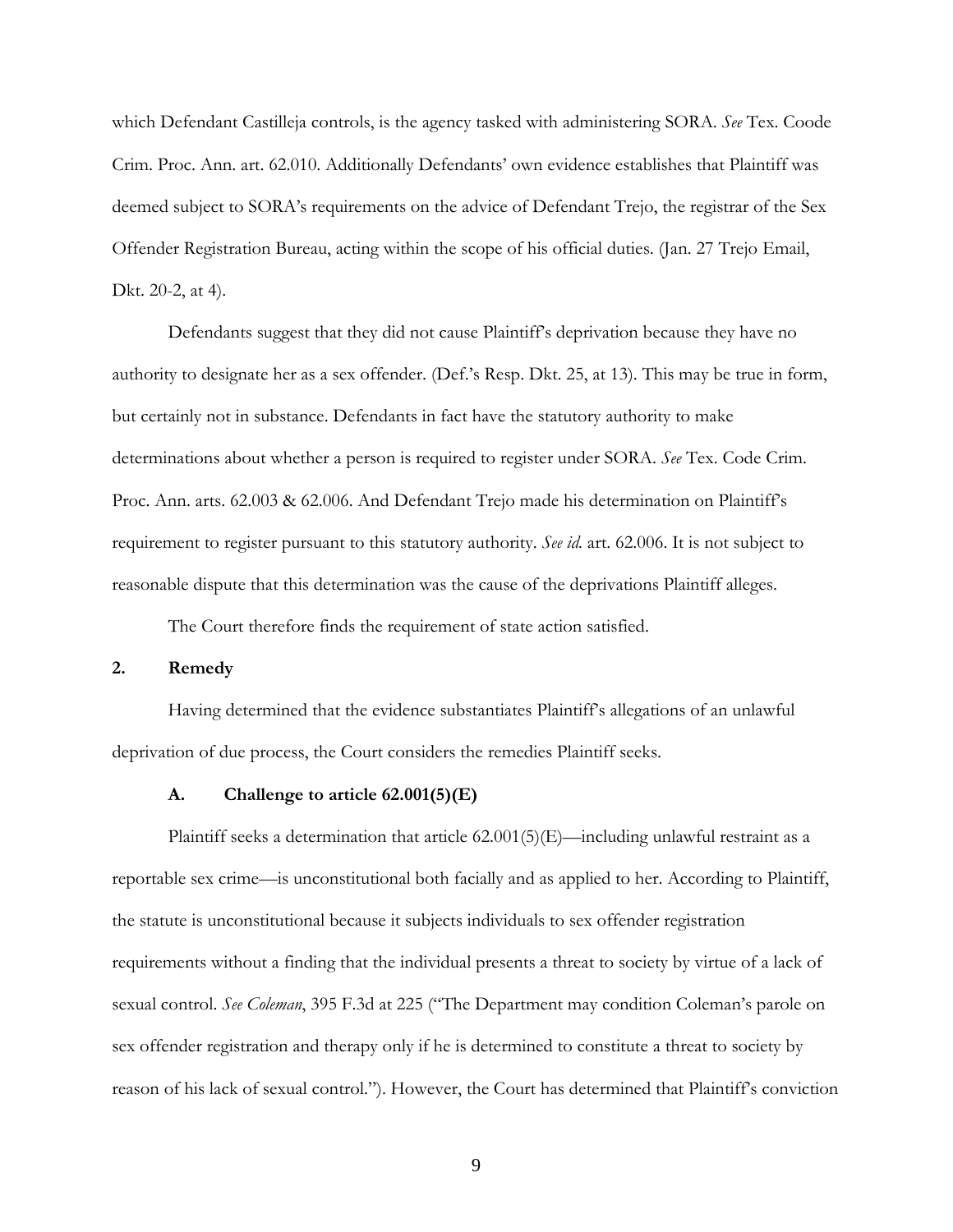which Defendant Castilleja controls, is the agency tasked with administering SORA. *See* Tex. Coode Crim. Proc. Ann. art. 62.010. Additionally Defendants' own evidence establishes that Plaintiff was deemed subject to SORA's requirements on the advice of Defendant Trejo, the registrar of the Sex Offender Registration Bureau, acting within the scope of his official duties. (Jan. 27 Trejo Email, Dkt. 20-2, at 4).

Defendants suggest that they did not cause Plaintiff's deprivation because they have no authority to designate her as a sex offender. (Def.'s Resp. Dkt. 25, at 13). This may be true in form, but certainly not in substance. Defendants in fact have the statutory authority to make determinations about whether a person is required to register under SORA. *See* Tex. Code Crim. Proc. Ann. arts. 62.003 & 62.006. And Defendant Trejo made his determination on Plaintiff's requirement to register pursuant to this statutory authority. *See id.* art. 62.006. It is not subject to reasonable dispute that this determination was the cause of the deprivations Plaintiff alleges.

The Court therefore finds the requirement of state action satisfied.

## 2. Remedy

Having determined that the evidence substantiates Plaintiff's allegations of an unlawful deprivation of due process, the Court considers the remedies Plaintiff seeks.

### A. Challenge to article 62.001(5)(E)

Plaintiff seeks a determination that article 62.001(5)(E)—including unlawful restraint as a reportable sex crime—is unconstitutional both facially and as applied to her. According to Plaintiff, the statute is unconstitutional because it subjects individuals to sex offender registration requirements without a finding that the individual presents a threat to society by virtue of a lack of sexual control. *See Coleman*, 395 F.3d at 225 ("The Department may condition Coleman's parole on sex offender registration and therapy only if he is determined to constitute a threat to society by reason of his lack of sexual control."). However, the Court has determined that Plaintiff's conviction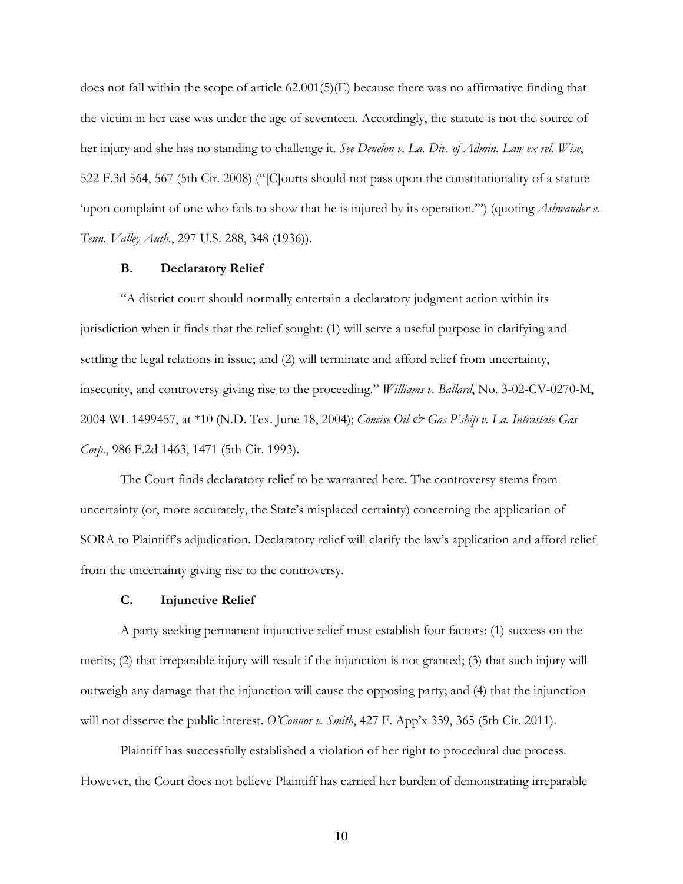does not fall within the scope of article 62.001(5)(E) because there was no affirmative finding that the victim in her case was under the age of seventeen. Accordingly, the statute is not the source of her injury and she has no standing to challenge it. *See Denelon v. La. Div. of Admin. Law ex rel. Wise*, 522 F.3d 564, 567 (5th Cir. 2008) ("[C]ourts should not pass upon the constitutionality of a statute 'upon complaint of one who fails to show that he is injured by its operation.'") (quoting *Ashwander v. Tenn. Valley Auth.*, 297 U.S. 288, 348 (1936)).

### B. Declaratory Relief

"A district court should normally entertain a declaratory judgment action within its jurisdiction when it finds that the relief sought: (1) will serve a useful purpose in clarifying and settling the legal relations in issue; and (2) will terminate and afford relief from uncertainty, insecurity, and controversy giving rise to the proceeding." *Williams v. Ballard*, No. 3-02-CV-0270-M, 2004 WL 1499457, at *10 (N.D. Tex. June 18, 2004); *Concise Oil & Gas P'ship v. La. Intrastate Gas Corp.*, 986 F.2d 1463, 1471 (5th Cir. 1993).

The Court finds declaratory relief to be warranted here. The controversy stems from uncertainty (or, more accurately, the State's misplaced certainty) concerning the application of SORA to Plaintiff's adjudication. Declaratory relief will clarify the law's application and afford relief from the uncertainty giving rise to the controversy.

### C. Injunctive Relief

A party seeking permanent injunctive relief must establish four factors: (1) success on the merits; (2) that irreparable injury will result if the injunction is not granted; (3) that such injury will outweigh any damage that the injunction will cause the opposing party; and (4) that the injunction will not disserve the public interest. *O'Connor v. Smith*, 427 F. App'x 359, 365 (5th Cir. 2011).

Plaintiff has successfully established a violation of her right to procedural due process. However, the Court does not believe Plaintiff has carried her burden of demonstrating irreparable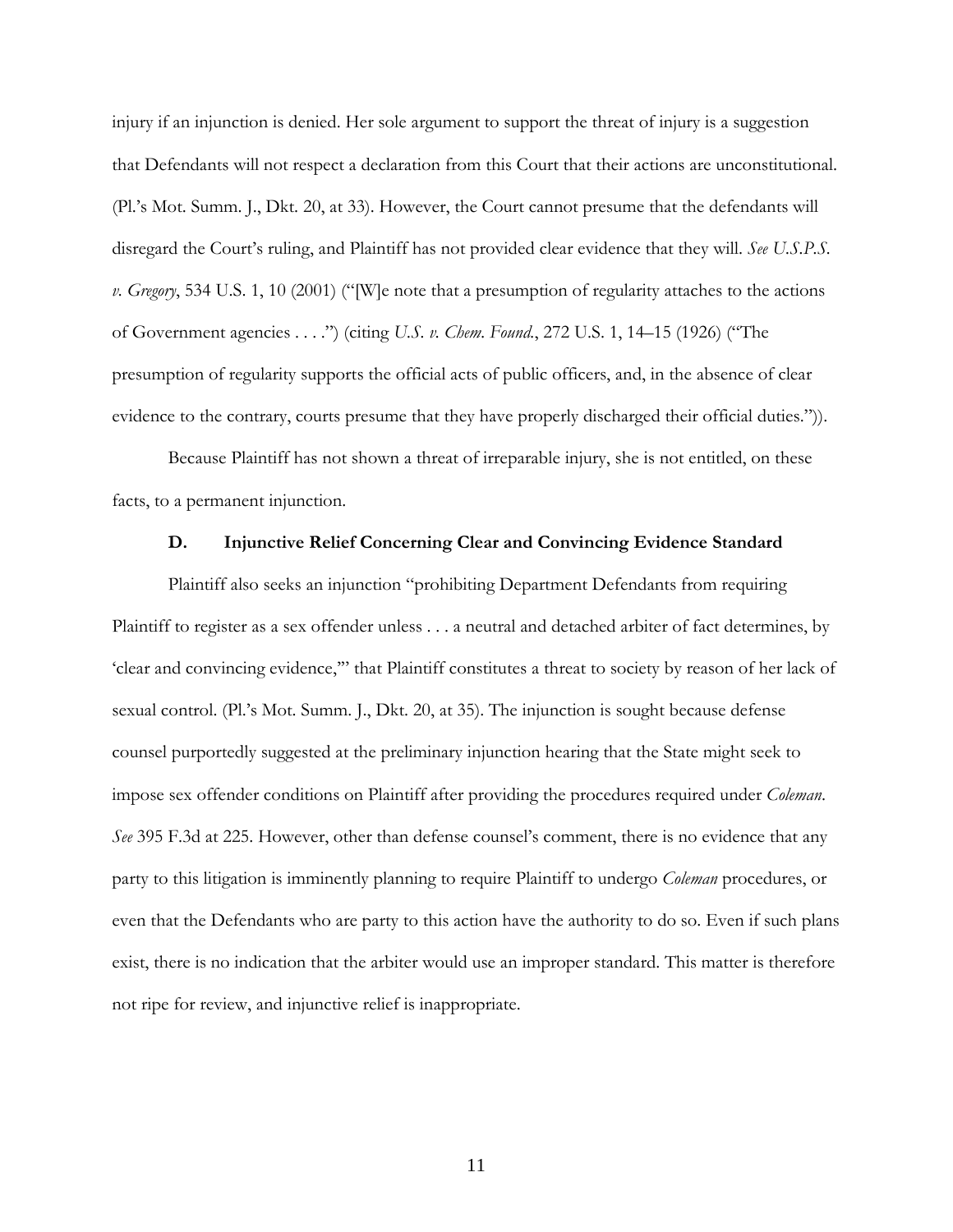injury if an injunction is denied. Her sole argument to support the threat of injury is a suggestion that Defendants will not respect a declaration from this Court that their actions are unconstitutional. (Pl.'s Mot. Summ. J., Dkt. 20, at 33). However, the Court cannot presume that the defendants will disregard the Court's ruling, and Plaintiff has not provided clear evidence that they will. *See U.S.P.S. v. Gregory*, 534 U.S. 1, 10 (2001) ("[W]e note that a presumption of regularity attaches to the actions of Government agencies . . . .") (citing *U.S. v. Chem. Found.*, 272 U.S. 1, 14–15 (1926) ("The presumption of regularity supports the official acts of public officers, and, in the absence of clear evidence to the contrary, courts presume that they have properly discharged their official duties.")).

Because Plaintiff has not shown a threat of irreparable injury, she is not entitled, on these facts, to a permanent injunction.

### D. Injunctive Relief Concerning Clear and Convincing Evidence Standard

Plaintiff also seeks an injunction "prohibiting Department Defendants from requiring Plaintiff to register as a sex offender unless . . . a neutral and detached arbiter of fact determines, by 'clear and convincing evidence,'" that Plaintiff constitutes a threat to society by reason of her lack of sexual control. (Pl.'s Mot. Summ. J., Dkt. 20, at 35). The injunction is sought because defense counsel purportedly suggested at the preliminary injunction hearing that the State might seek to impose sex offender conditions on Plaintiff after providing the procedures required under *Coleman*. *See* 395 F.3d at 225. However, other than defense counsel's comment, there is no evidence that any party to this litigation is imminently planning to require Plaintiff to undergo *Coleman* procedures, or even that the Defendants who are party to this action have the authority to do so. Even if such plans exist, there is no indication that the arbiter would use an improper standard. This matter is therefore not ripe for review, and injunctive relief is inappropriate.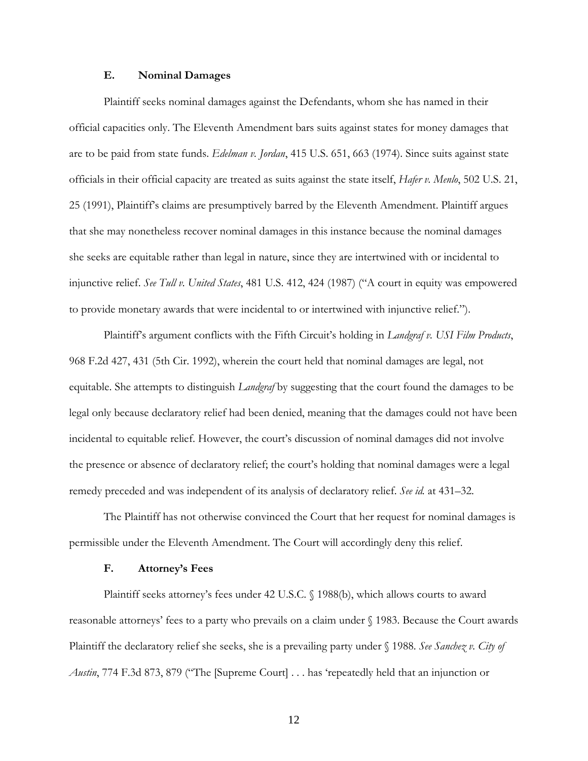### E. Nominal Damages

Plaintiff seeks nominal damages against the Defendants, whom she has named in their official capacities only. The Eleventh Amendment bars suits against states for money damages that are to be paid from state funds. *Edelman v. Jordan*, 415 U.S. 651, 663 (1974). Since suits against state officials in their official capacity are treated as suits against the state itself, *Hafer v. Menlo*, 502 U.S. 21, 25 (1991), Plaintiff's claims are presumptively barred by the Eleventh Amendment. Plaintiff argues that she may nonetheless recover nominal damages in this instance because the nominal damages she seeks are equitable rather than legal in nature, since they are intertwined with or incidental to injunctive relief. *See Tull v. United States*, 481 U.S. 412, 424 (1987) ("A court in equity was empowered to provide monetary awards that were incidental to or intertwined with injunctive relief.").

Plaintiff's argument conflicts with the Fifth Circuit's holding in *Landgraf v. USI Film Products*, 968 F.2d 427, 431 (5th Cir. 1992), wherein the court held that nominal damages are legal, not equitable. She attempts to distinguish *Landgraf* by suggesting that the court found the damages to be legal only because declaratory relief had been denied, meaning that the damages could not have been incidental to equitable relief. However, the court's discussion of nominal damages did not involve the presence or absence of declaratory relief; the court's holding that nominal damages were a legal remedy preceded and was independent of its analysis of declaratory relief. *See id.* at 431–32.

The Plaintiff has not otherwise convinced the Court that her request for nominal damages is permissible under the Eleventh Amendment. The Court will accordingly deny this relief.

### F. Attorney's Fees

Plaintiff seeks attorney's fees under 42 U.S.C. § 1988(b), which allows courts to award reasonable attorneys' fees to a party who prevails on a claim under § 1983. Because the Court awards Plaintiff the declaratory relief she seeks, she is a prevailing party under § 1988. *See Sanchez v. City of Austin*, 774 F.3d 873, 879 ("The [Supreme Court] . . . has 'repeatedly held that an injunction or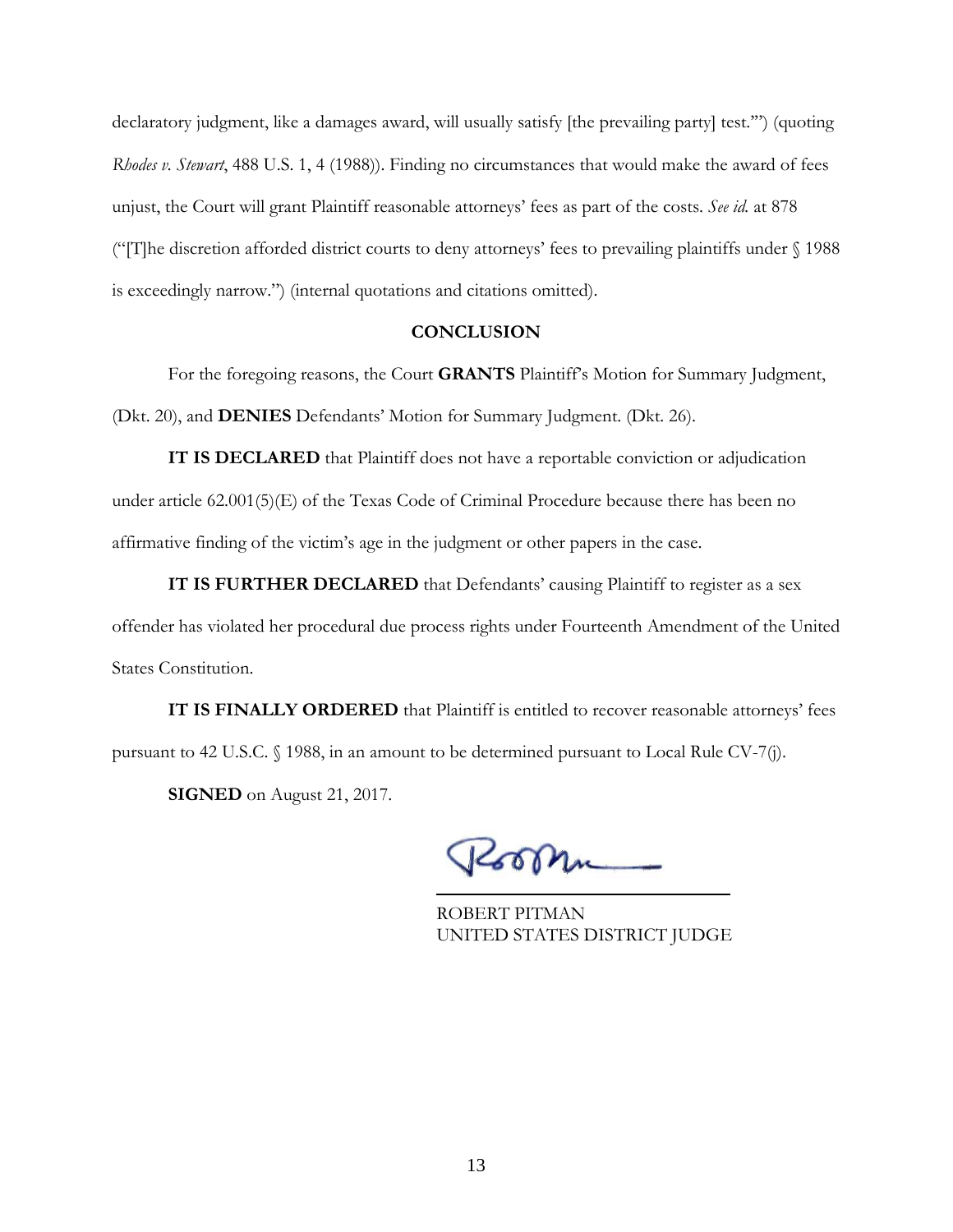declaratory judgment, like a damages award, will usually satisfy [the prevailing party] test.'") (quoting *Rhodes v. Stewart*, 488 U.S. 1, 4 (1988)). Finding no circumstances that would make the award of fees unjust, the Court will grant Plaintiff reasonable attorneys' fees as part of the costs. *See id.* at 878 ("[T]he discretion afforded district courts to deny attorneys' fees to prevailing plaintiffs under § 1988 is exceedingly narrow.") (internal quotations and citations omitted).

## CONCLUSION

For the foregoing reasons, the Court **GRANTS** Plaintiff's Motion for Summary Judgment, (Dkt. 20), and **DENIES** Defendants' Motion for Summary Judgment. (Dkt. 26).

**IT IS DECLARED** that Plaintiff does not have a reportable conviction or adjudication under article 62.001(5)(E) of the Texas Code of Criminal Procedure because there has been no affirmative finding of the victim's age in the judgment or other papers in the case.

**IT IS FURTHER DECLARED** that Defendants' causing Plaintiff to register as a sex offender has violated her procedural due process rights under Fourteenth Amendment of the United States Constitution.

**IT IS FINALLY ORDERED** that Plaintiff is entitled to recover reasonable attorneys' fees pursuant to 42 U.S.C. § 1988, in an amount to be determined pursuant to Local Rule CV-7(j).

**SIGNED** on August 21, 2017.

ROBERT PITMAN
UNITED STATES DISTRICT JUDGE